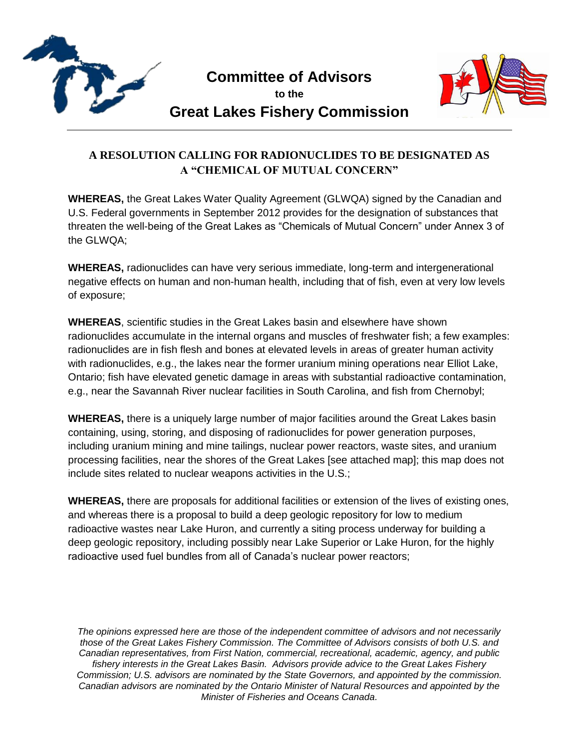# Committee of Advisors

**to the**

# Great Lakes Fishery Commission

## A RESOLUTION CALLING FOR RADIONUCLIDES TO BE DESIGNATED AS A "CHEMICAL OF MUTUAL CONCERN"

**WHEREAS,** the Great Lakes Water Quality Agreement (GLWQA) signed by the Canadian and U.S. Federal governments in September 2012 provides for the designation of substances that threaten the well-being of the Great Lakes as "Chemicals of Mutual Concern" under Annex 3 of the GLWQA;

**WHEREAS,** radionuclides can have very serious immediate, long-term and intergenerational negative effects on human and non-human health, including that of fish, even at very low levels of exposure;

**WHEREAS**, scientific studies in the Great Lakes basin and elsewhere have shown radionuclides accumulate in the internal organs and muscles of freshwater fish; a few examples: radionuclides are in fish flesh and bones at elevated levels in areas of greater human activity with radionuclides, e.g., the lakes near the former uranium mining operations near Elliot Lake, Ontario; fish have elevated genetic damage in areas with substantial radioactive contamination, e.g., near the Savannah River nuclear facilities in South Carolina, and fish from Chernobyl;

**WHEREAS,** there is a uniquely large number of major facilities around the Great Lakes basin containing, using, storing, and disposing of radionuclides for power generation purposes, including uranium mining and mine tailings, nuclear power reactors, waste sites, and uranium processing facilities, near the shores of the Great Lakes [see attached map]; this map does not include sites related to nuclear weapons activities in the U.S.;

**WHEREAS,** there are proposals for additional facilities or extension of the lives of existing ones, and whereas there is a proposal to build a deep geologic repository for low to medium radioactive wastes near Lake Huron, and currently a siting process underway for building a deep geologic repository, including possibly near Lake Superior or Lake Huron, for the highly radioactive used fuel bundles from all of Canada's nuclear power reactors;

*The opinions expressed here are those of the independent committee of advisors and not necessarily those of the Great Lakes Fishery Commission. The Committee of Advisors consists of both U.S. and Canadian representatives, from First Nation, commercial, recreational, academic, agency, and public fishery interests in the Great Lakes Basin. Advisors provide advice to the Great Lakes Fishery Commission; U.S. advisors are nominated by the State Governors, and appointed by the commission. Canadian advisors are nominated by the Ontario Minister of Natural Resources and appointed by the Minister of Fisheries and Oceans Canada.*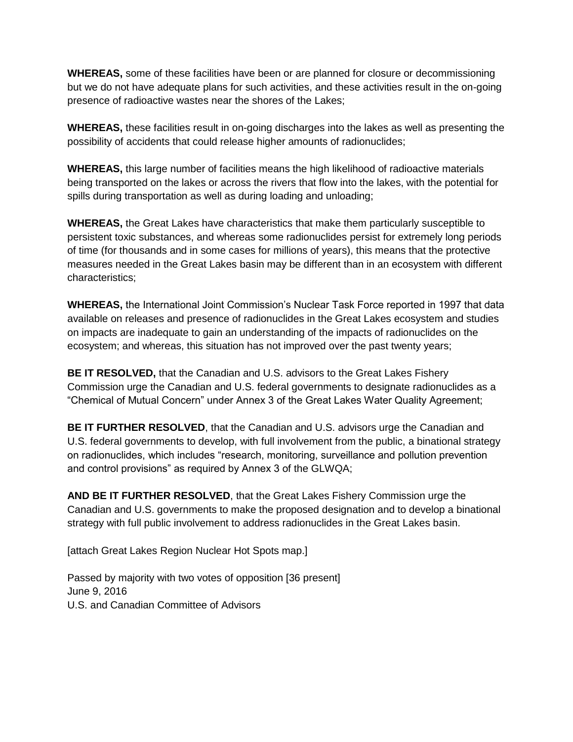**WHEREAS,** some of these facilities have been or are planned for closure or decommissioning but we do not have adequate plans for such activities, and these activities result in the on-going presence of radioactive wastes near the shores of the Lakes;

**WHEREAS,** these facilities result in on-going discharges into the lakes as well as presenting the possibility of accidents that could release higher amounts of radionuclides;

**WHEREAS,** this large number of facilities means the high likelihood of radioactive materials being transported on the lakes or across the rivers that flow into the lakes, with the potential for spills during transportation as well as during loading and unloading;

**WHEREAS,** the Great Lakes have characteristics that make them particularly susceptible to persistent toxic substances, and whereas some radionuclides persist for extremely long periods of time (for thousands and in some cases for millions of years), this means that the protective measures needed in the Great Lakes basin may be different than in an ecosystem with different characteristics;

**WHEREAS,** the International Joint Commission's Nuclear Task Force reported in 1997 that data available on releases and presence of radionuclides in the Great Lakes ecosystem and studies on impacts are inadequate to gain an understanding of the impacts of radionuclides on the ecosystem; and whereas, this situation has not improved over the past twenty years;

**BE IT RESOLVED,** that the Canadian and U.S. advisors to the Great Lakes Fishery Commission urge the Canadian and U.S. federal governments to designate radionuclides as a "Chemical of Mutual Concern" under Annex 3 of the Great Lakes Water Quality Agreement;

**BE IT FURTHER RESOLVED**, that the Canadian and U.S. advisors urge the Canadian and U.S. federal governments to develop, with full involvement from the public, a binational strategy on radionuclides, which includes "research, monitoring, surveillance and pollution prevention and control provisions" as required by Annex 3 of the GLWQA;

**AND BE IT FURTHER RESOLVED**, that the Great Lakes Fishery Commission urge the Canadian and U.S. governments to make the proposed designation and to develop a binational strategy with full public involvement to address radionuclides in the Great Lakes basin.

[attach Great Lakes Region Nuclear Hot Spots map.]

Passed by majority with two votes of opposition [36 present]
June 9, 2016
U.S. and Canadian Committee of Advisors